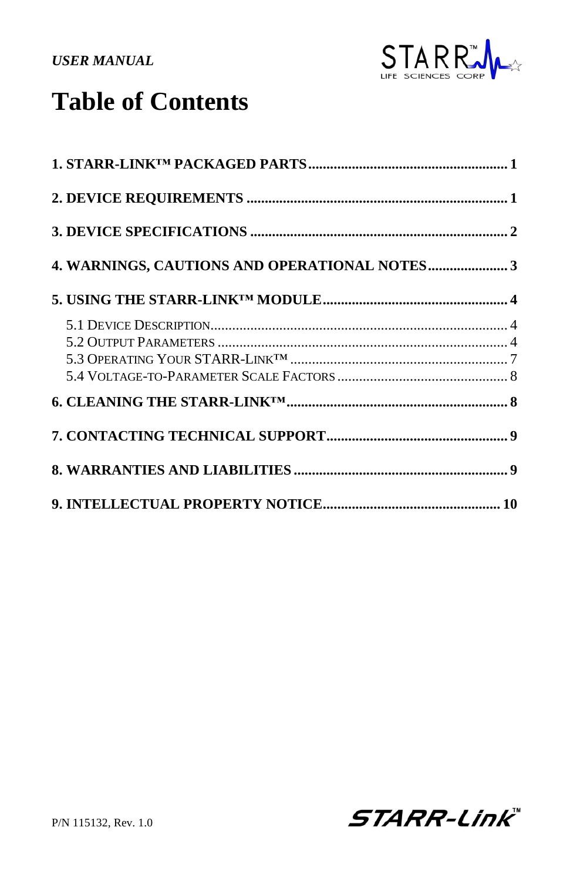*USER MANUAL*

# Table of Contents

**1. STARR-LINK™ PACKAGED PARTS ........................................................ 1**

**2. DEVICE REQUIREMENTS ........................................................................ 1**

**3. DEVICE SPECIFICATIONS ...................................................................... 2**

**4. WARNINGS, CAUTIONS AND OPERATIONAL NOTES ...................... 3**

**5. USING THE STARR-LINK™ MODULE .................................................. 4**

5.1 Device Description ................................................................................ 4
5.2 Output Parameters ............................................................................... 4
5.3 Operating Your STARR-Link™ .......................................................... 7
5.4 Voltage-to-Parameter Scale Factors .............................................. 8

**6. CLEANING THE STARR-LINK™ ............................................................ 8**

**7. CONTACTING TECHNICAL SUPPORT ................................................ 9**

**8. WARRANTIES AND LIABILITIES .......................................................... 9**

**9. INTELLECTUAL PROPERTY NOTICE ................................................. 10**

P/N 115132, Rev. 1.0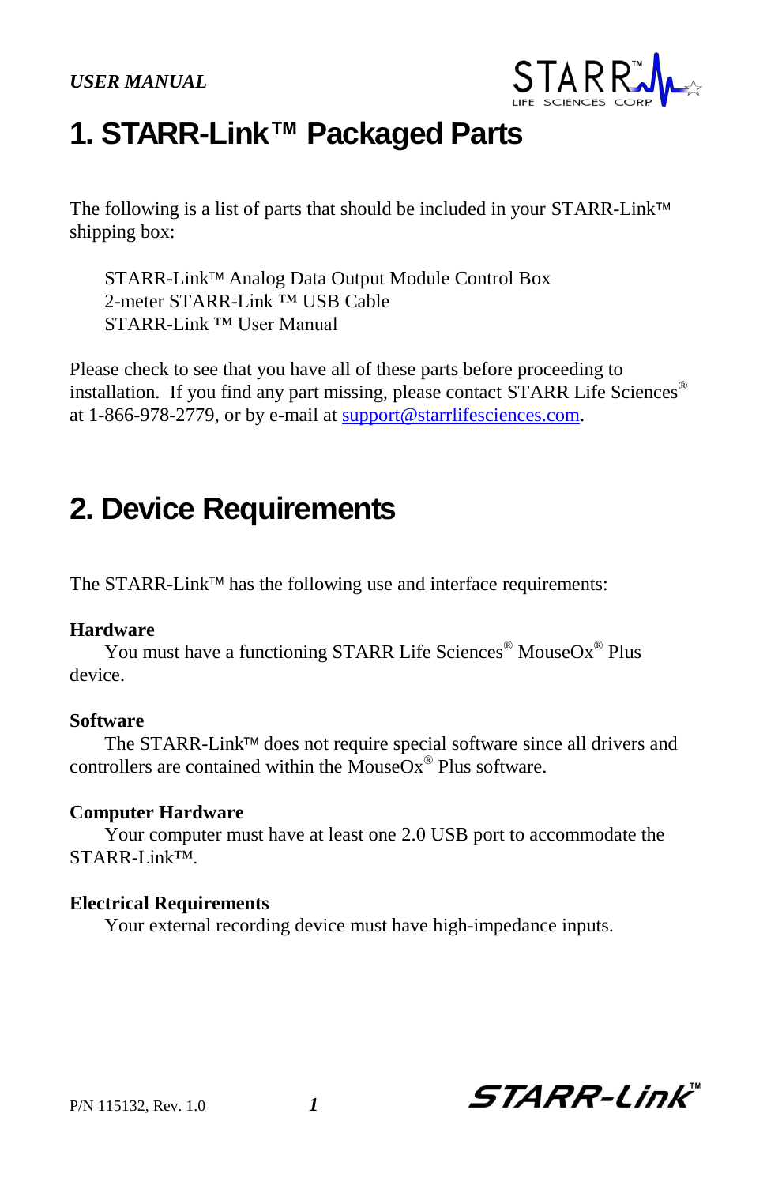# 1. STARR-Link™ Packaged Parts

The following is a list of parts that should be included in your STARR-Link™ shipping box:

STARR-Link™ Analog Data Output Module Control Box  
2-meter STARR-Link ™ USB Cable  
STARR-Link ™ User Manual

Please check to see that you have all of these parts before proceeding to installation. If you find any part missing, please contact STARR Life Sciences® at 1-866-978-2779, or by e-mail at support@starrlifesciences.com.

# 2. Device Requirements

The STARR-Link™ has the following use and interface requirements:

**Hardware**

You must have a functioning STARR Life Sciences® MouseOx® Plus device.

**Software**

The STARR-Link™ does not require special software since all drivers and controllers are contained within the MouseOx® Plus software.

**Computer Hardware**

Your computer must have at least one 2.0 USB port to accommodate the STARR-Link™.

**Electrical Requirements**

Your external recording device must have high-impedance inputs.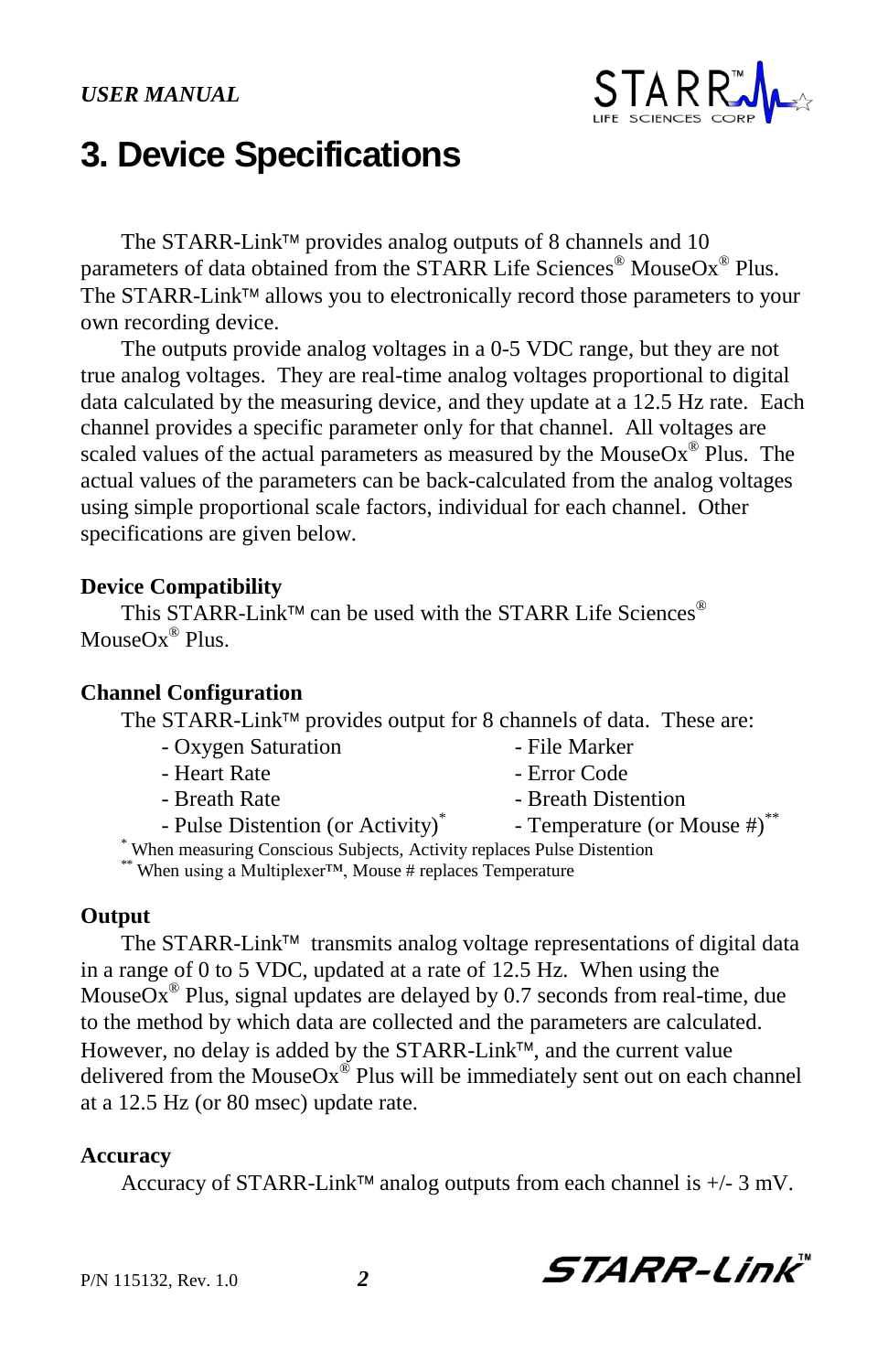# 3. Device Specifications

The STARR-Link™ provides analog outputs of 8 channels and 10 parameters of data obtained from the STARR Life Sciences® MouseOx® Plus. The STARR-Link™ allows you to electronically record those parameters to your own recording device.

The outputs provide analog voltages in a 0-5 VDC range, but they are not true analog voltages. They are real-time analog voltages proportional to digital data calculated by the measuring device, and they update at a 12.5 Hz rate. Each channel provides a specific parameter only for that channel. All voltages are scaled values of the actual parameters as measured by the MouseOx® Plus. The actual values of the parameters can be back-calculated from the analog voltages using simple proportional scale factors, individual for each channel. Other specifications are given below.

### Device Compatibility

This STARR-Link™ can be used with the STARR Life Sciences® MouseOx® Plus.

### Channel Configuration

The STARR-Link™ provides output for 8 channels of data. These are:

- Oxygen Saturation
- Heart Rate
- Breath Rate
- Pulse Distention (or Activity)*
- File Marker
- Error Code
- Breath Distention
- Temperature (or Mouse #)**

\* When measuring Conscious Subjects, Activity replaces Pulse Distention

\*\* When using a Multiplexer™, Mouse # replaces Temperature

### Output

The STARR-Link™ transmits analog voltage representations of digital data in a range of 0 to 5 VDC, updated at a rate of 12.5 Hz. When using the MouseOx® Plus, signal updates are delayed by 0.7 seconds from real-time, due to the method by which data are collected and the parameters are calculated. However, no delay is added by the STARR-Link™, and the current value delivered from the MouseOx® Plus will be immediately sent out on each channel at a 12.5 Hz (or 80 msec) update rate.

### Accuracy

Accuracy of STARR-Link™ analog outputs from each channel is +/- 3 mV.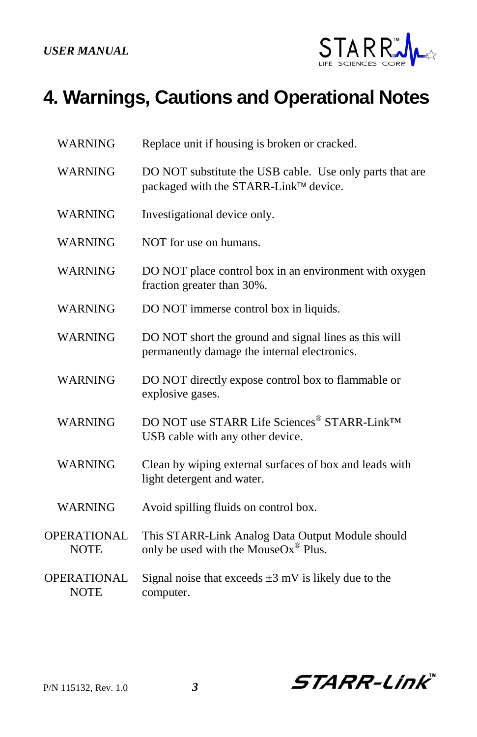# 4. Warnings, Cautions and Operational Notes

| | |
|---|---|
| WARNING | Replace unit if housing is broken or cracked. |
| WARNING | DO NOT substitute the USB cable. Use only parts that are packaged with the STARR-Link™ device. |
| WARNING | Investigational device only. |
| WARNING | NOT for use on humans. |
| WARNING | DO NOT place control box in an environment with oxygen fraction greater than 30%. |
| WARNING | DO NOT immerse control box in liquids. |
| WARNING | DO NOT short the ground and signal lines as this will permanently damage the internal electronics. |
| WARNING | DO NOT directly expose control box to flammable or explosive gases. |
| WARNING | DO NOT use STARR Life Sciences® STARR-Link™ USB cable with any other device. |
| WARNING | Clean by wiping external surfaces of box and leads with light detergent and water. |
| WARNING | Avoid spilling fluids on control box. |
| OPERATIONAL NOTE | This STARR-Link Analog Data Output Module should only be used with the MouseOx® Plus. |
| OPERATIONAL NOTE | Signal noise that exceeds ±3 mV is likely due to the computer. |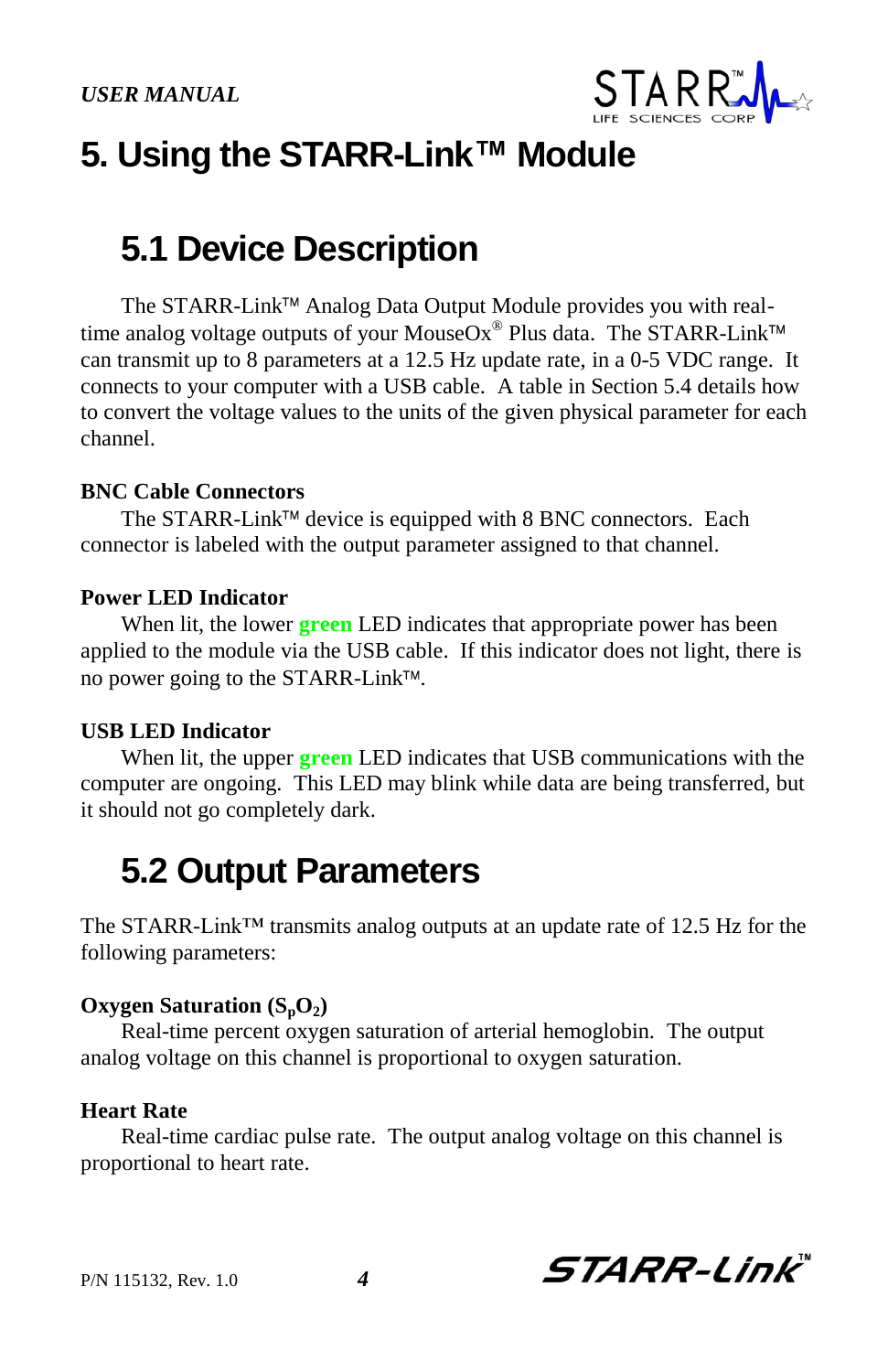# 5. Using the STARR-Link™ Module

## 5.1 Device Description

The STARR-Link™ Analog Data Output Module provides you with real-time analog voltage outputs of your MouseOx® Plus data. The STARR-Link™ can transmit up to 8 parameters at a 12.5 Hz update rate, in a 0-5 VDC range. It connects to your computer with a USB cable. A table in Section 5.4 details how to convert the voltage values to the units of the given physical parameter for each channel.

**BNC Cable Connectors**

The STARR-Link™ device is equipped with 8 BNC connectors. Each connector is labeled with the output parameter assigned to that channel.

**Power LED Indicator**

When lit, the lower **green** LED indicates that appropriate power has been applied to the module via the USB cable. If this indicator does not light, there is no power going to the STARR-Link™.

**USB LED Indicator**

When lit, the upper **green** LED indicates that USB communications with the computer are ongoing. This LED may blink while data are being transferred, but it should not go completely dark.

## 5.2 Output Parameters

The STARR-Link™ transmits analog outputs at an update rate of 12.5 Hz for the following parameters:

**Oxygen Saturation ($S_pO_2$)**

Real-time percent oxygen saturation of arterial hemoglobin. The output analog voltage on this channel is proportional to oxygen saturation.

**Heart Rate**

Real-time cardiac pulse rate. The output analog voltage on this channel is proportional to heart rate.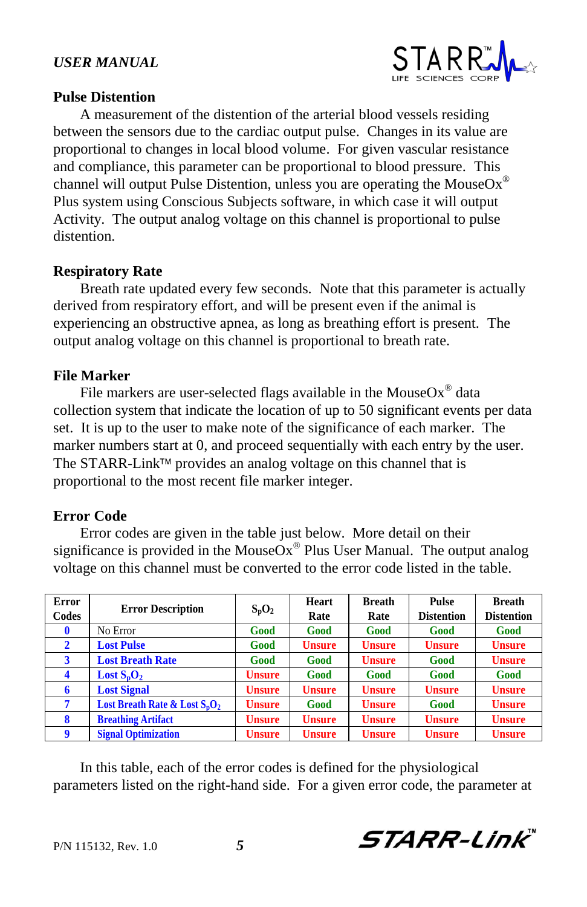### Pulse Distention

A measurement of the distention of the arterial blood vessels residing between the sensors due to the cardiac output pulse. Changes in its value are proportional to changes in local blood volume. For given vascular resistance and compliance, this parameter can be proportional to blood pressure. This channel will output Pulse Distention, unless you are operating the MouseOx® Plus system using Conscious Subjects software, in which case it will output Activity. The output analog voltage on this channel is proportional to pulse distention.

### Respiratory Rate

Breath rate updated every few seconds. Note that this parameter is actually derived from respiratory effort, and will be present even if the animal is experiencing an obstructive apnea, as long as breathing effort is present. The output analog voltage on this channel is proportional to breath rate.

### File Marker

File markers are user-selected flags available in the MouseOx® data collection system that indicate the location of up to 50 significant events per data set. It is up to the user to make note of the significance of each marker. The marker numbers start at 0, and proceed sequentially with each entry by the user. The STARR-Link™ provides an analog voltage on this channel that is proportional to the most recent file marker integer.

### Error Code

Error codes are given in the table just below. More detail on their significance is provided in the MouseOx® Plus User Manual. The output analog voltage on this channel must be converted to the error code listed in the table.

| Error Codes | Error Description | $S_pO_2$ | Heart Rate | Breath Rate | Pulse Distention | Breath Distention |
|---|---|---|---|---|---|---|
| 0 | No Error | Good | Good | Good | Good | Good |
| 2 | Lost Pulse | Good | Unsure | Unsure | Unsure | Unsure |
| 3 | Lost Breath Rate | Good | Good | Unsure | Good | Unsure |
| 4 | Lost $S_pO_2$ | Unsure | Good | Good | Good | Good |
| 6 | Lost Signal | Unsure | Unsure | Unsure | Unsure | Unsure |
| 7 | Lost Breath Rate & Lost $S_pO_2$ | Unsure | Good | Unsure | Good | Unsure |
| 8 | Breathing Artifact | Unsure | Unsure | Unsure | Unsure | Unsure |
| 9 | Signal Optimization | Unsure | Unsure | Unsure | Unsure | Unsure |

In this table, each of the error codes is defined for the physiological parameters listed on the right-hand side. For a given error code, the parameter at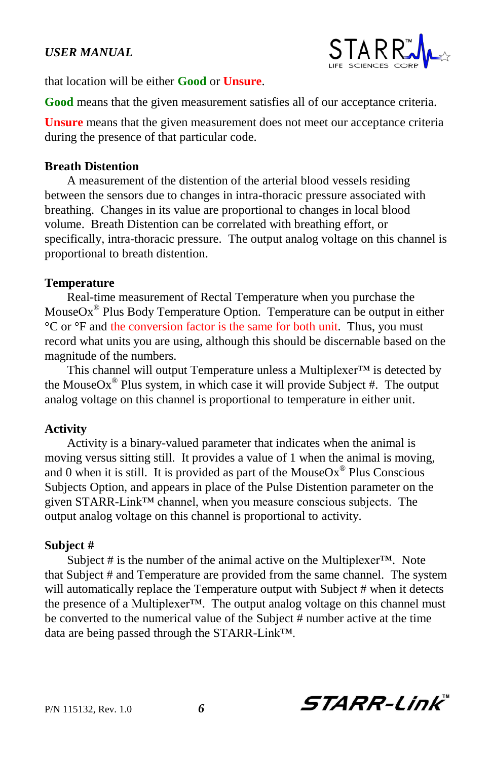that location will be either **Good** or **Unsure**.

**Good** means that the given measurement satisfies all of our acceptance criteria.

**Unsure** means that the given measurement does not meet our acceptance criteria during the presence of that particular code.

**Breath Distention**

A measurement of the distention of the arterial blood vessels residing between the sensors due to changes in intra-thoracic pressure associated with breathing. Changes in its value are proportional to changes in local blood volume. Breath Distention can be correlated with breathing effort, or specifically, intra-thoracic pressure. The output analog voltage on this channel is proportional to breath distention.

**Temperature**

Real-time measurement of Rectal Temperature when you purchase the MouseOx® Plus Body Temperature Option. Temperature can be output in either °C or °F and the conversion factor is the same for both unit. Thus, you must record what units you are using, although this should be discernable based on the magnitude of the numbers.

This channel will output Temperature unless a Multiplexer™ is detected by the MouseOx® Plus system, in which case it will provide Subject #. The output analog voltage on this channel is proportional to temperature in either unit.

**Activity**

Activity is a binary-valued parameter that indicates when the animal is moving versus sitting still. It provides a value of 1 when the animal is moving, and 0 when it is still. It is provided as part of the MouseOx® Plus Conscious Subjects Option, and appears in place of the Pulse Distention parameter on the given STARR-Link™ channel, when you measure conscious subjects. The output analog voltage on this channel is proportional to activity.

**Subject #**

Subject # is the number of the animal active on the Multiplexer™. Note that Subject # and Temperature are provided from the same channel. The system will automatically replace the Temperature output with Subject # when it detects the presence of a Multiplexer™. The output analog voltage on this channel must be converted to the numerical value of the Subject # number active at the time data are being passed through the STARR-Link™.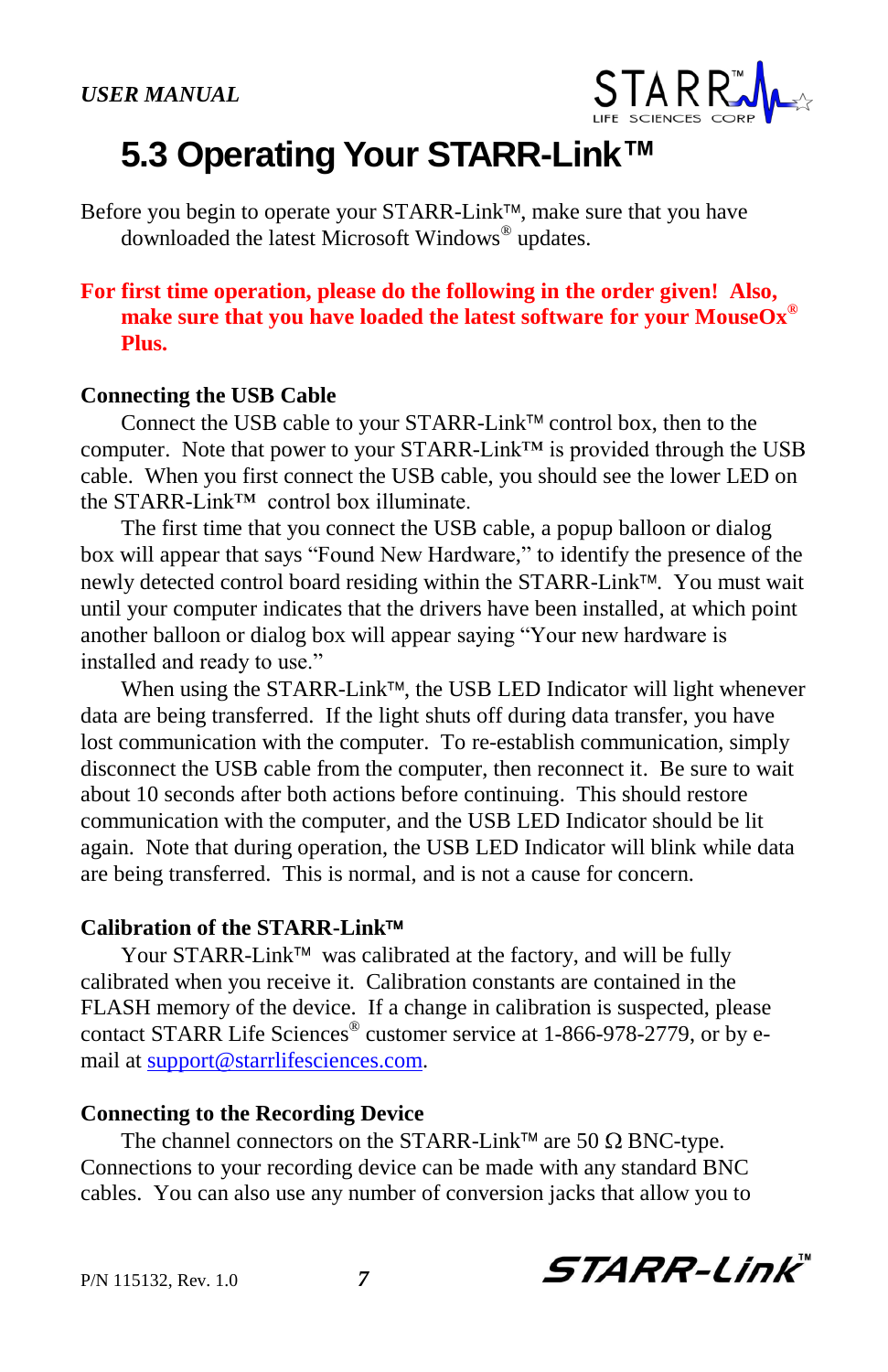# 5.3 Operating Your STARR-Link™

Before you begin to operate your STARR-Link™, make sure that you have downloaded the latest Microsoft Windows® updates.

**For first time operation, please do the following in the order given! Also, make sure that you have loaded the latest software for your MouseOx® Plus.**

**Connecting the USB Cable**

Connect the USB cable to your STARR-Link™ control box, then to the computer. Note that power to your STARR-Link™ is provided through the USB cable. When you first connect the USB cable, you should see the lower LED on the STARR-Link™ control box illuminate.

The first time that you connect the USB cable, a popup balloon or dialog box will appear that says "Found New Hardware," to identify the presence of the newly detected control board residing within the STARR-Link™. You must wait until your computer indicates that the drivers have been installed, at which point another balloon or dialog box will appear saying "Your new hardware is installed and ready to use."

When using the STARR-Link™, the USB LED Indicator will light whenever data are being transferred. If the light shuts off during data transfer, you have lost communication with the computer. To re-establish communication, simply disconnect the USB cable from the computer, then reconnect it. Be sure to wait about 10 seconds after both actions before continuing. This should restore communication with the computer, and the USB LED Indicator should be lit again. Note that during operation, the USB LED Indicator will blink while data are being transferred. This is normal, and is not a cause for concern.

**Calibration of the STARR-Link™**

Your STARR-Link™ was calibrated at the factory, and will be fully calibrated when you receive it. Calibration constants are contained in the FLASH memory of the device. If a change in calibration is suspected, please contact STARR Life Sciences® customer service at 1-866-978-2779, or by e-mail at support@starrlifesciences.com.

**Connecting to the Recording Device**

The channel connectors on the STARR-Link™ are 50 Ω BNC-type. Connections to your recording device can be made with any standard BNC cables. You can also use any number of conversion jacks that allow you to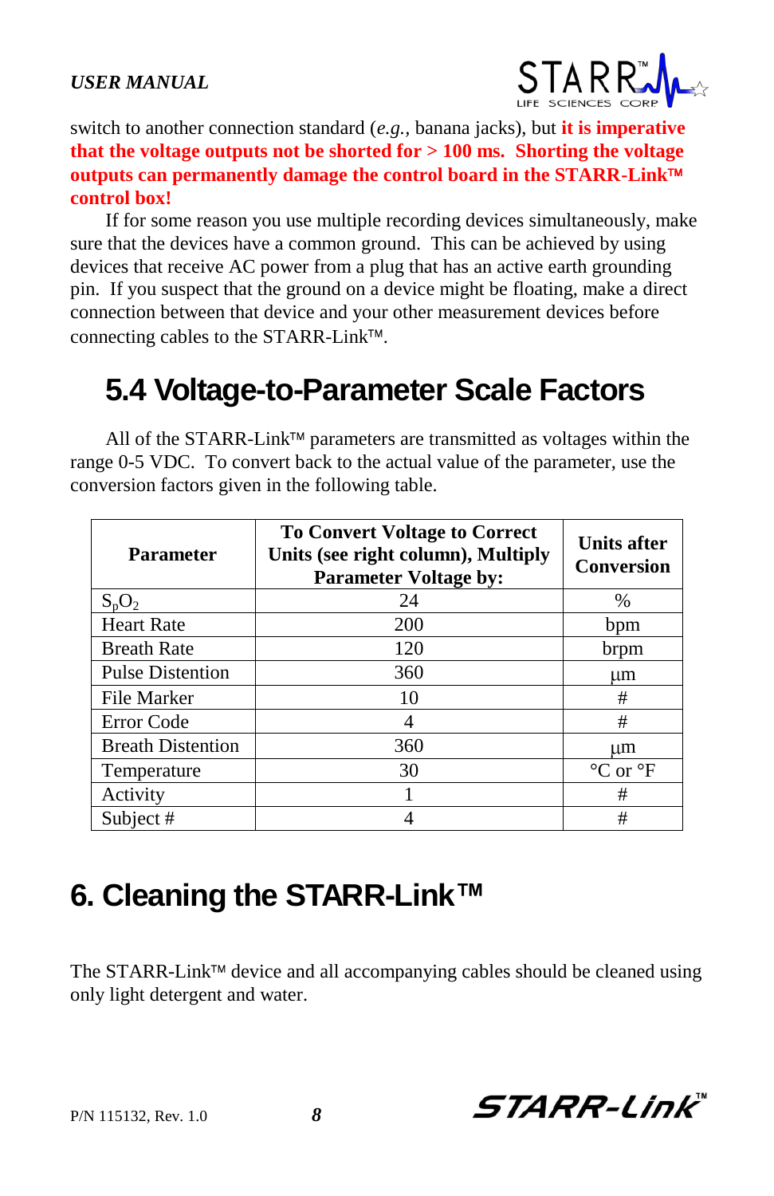switch to another connection standard (*e.g.*, banana jacks), but **it is imperative that the voltage outputs not be shorted for > 100 ms. Shorting the voltage outputs can permanently damage the control board in the STARR-Link™ control box!**

If for some reason you use multiple recording devices simultaneously, make sure that the devices have a common ground. This can be achieved by using devices that receive AC power from a plug that has an active earth grounding pin. If you suspect that the ground on a device might be floating, make a direct connection between that device and your other measurement devices before connecting cables to the STARR-Link™.

## 5.4 Voltage-to-Parameter Scale Factors

All of the STARR-Link™ parameters are transmitted as voltages within the range 0-5 VDC. To convert back to the actual value of the parameter, use the conversion factors given in the following table.

| Parameter | To Convert Voltage to Correct Units (see right column), Multiply Parameter Voltage by: | Units after Conversion |
|---|---|---|
| $S_pO_2$ | 24 | % |
| Heart Rate | 200 | bpm |
| Breath Rate | 120 | brpm |
| Pulse Distention | 360 | µm |
| File Marker | 10 | # |
| Error Code | 4 | # |
| Breath Distention | 360 | µm |
| Temperature | 30 | °C or °F |
| Activity | 1 | # |
| Subject # | 4 | # |

# 6. Cleaning the STARR-Link™

The STARR-Link™ device and all accompanying cables should be cleaned using only light detergent and water.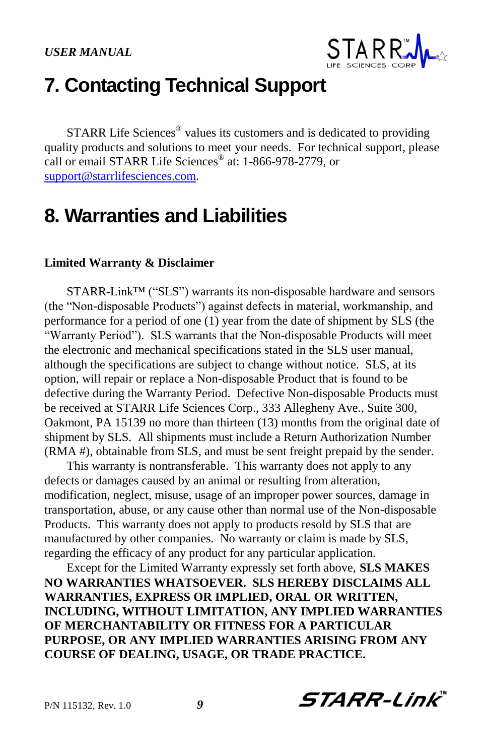# 7. Contacting Technical Support

STARR Life Sciences® values its customers and is dedicated to providing quality products and solutions to meet your needs. For technical support, please call or email STARR Life Sciences® at: 1-866-978-2779, or support@starrlifesciences.com.

# 8. Warranties and Liabilities

**Limited Warranty & Disclaimer**

STARR-Link™ ("SLS") warrants its non-disposable hardware and sensors (the "Non-disposable Products") against defects in material, workmanship, and performance for a period of one (1) year from the date of shipment by SLS (the "Warranty Period"). SLS warrants that the Non-disposable Products will meet the electronic and mechanical specifications stated in the SLS user manual, although the specifications are subject to change without notice. SLS, at its option, will repair or replace a Non-disposable Product that is found to be defective during the Warranty Period. Defective Non-disposable Products must be received at STARR Life Sciences Corp., 333 Allegheny Ave., Suite 300, Oakmont, PA 15139 no more than thirteen (13) months from the original date of shipment by SLS. All shipments must include a Return Authorization Number (RMA #), obtainable from SLS, and must be sent freight prepaid by the sender.

This warranty is nontransferable. This warranty does not apply to any defects or damages caused by an animal or resulting from alteration, modification, neglect, misuse, usage of an improper power sources, damage in transportation, abuse, or any cause other than normal use of the Non-disposable Products. This warranty does not apply to products resold by SLS that are manufactured by other companies. No warranty or claim is made by SLS, regarding the efficacy of any product for any particular application.

Except for the Limited Warranty expressly set forth above, **SLS MAKES NO WARRANTIES WHATSOEVER. SLS HEREBY DISCLAIMS ALL WARRANTIES, EXPRESS OR IMPLIED, ORAL OR WRITTEN, INCLUDING, WITHOUT LIMITATION, ANY IMPLIED WARRANTIES OF MERCHANTABILITY OR FITNESS FOR A PARTICULAR PURPOSE, OR ANY IMPLIED WARRANTIES ARISING FROM ANY COURSE OF DEALING, USAGE, OR TRADE PRACTICE.**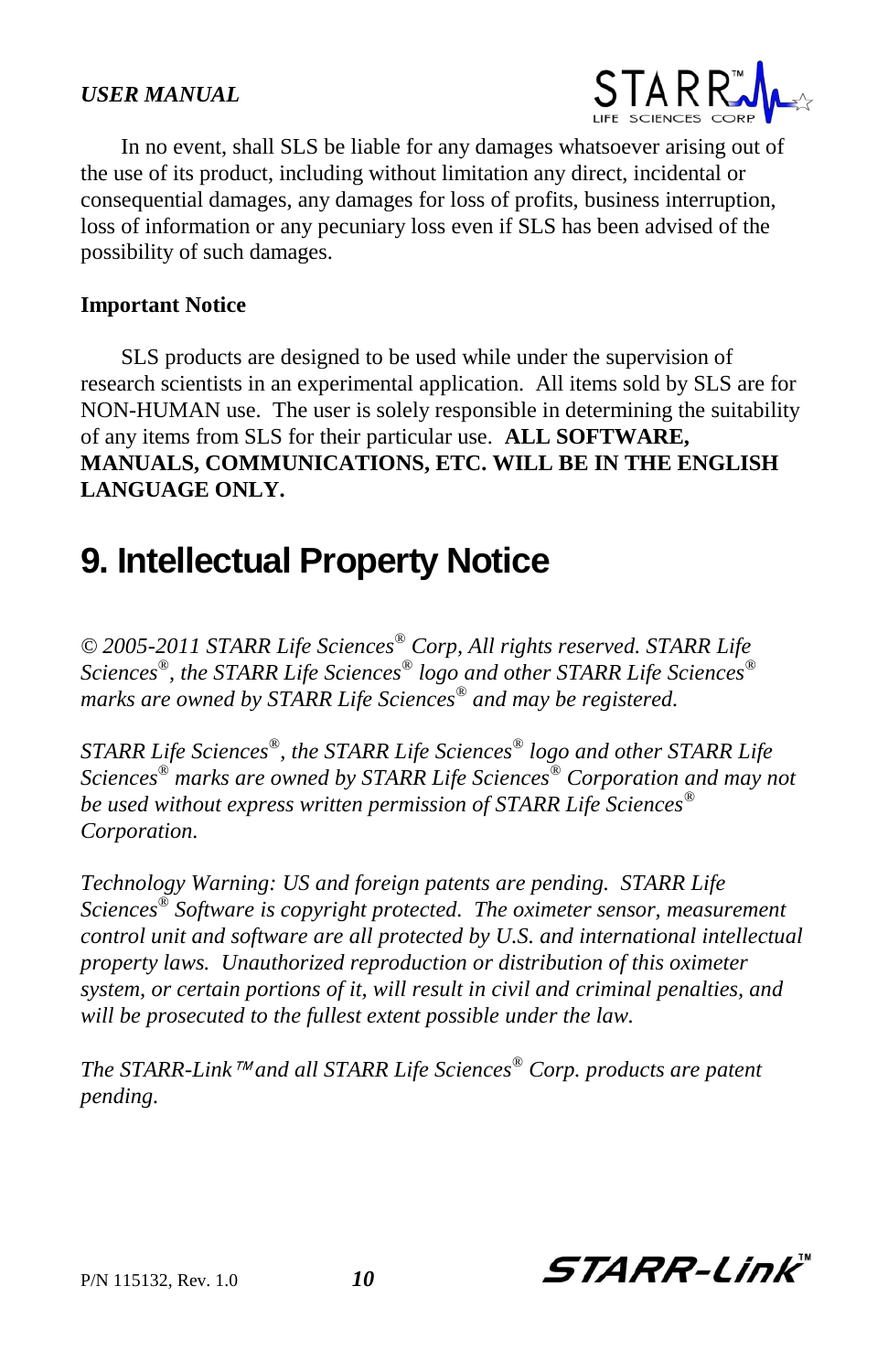In no event, shall SLS be liable for any damages whatsoever arising out of the use of its product, including without limitation any direct, incidental or consequential damages, any damages for loss of profits, business interruption, loss of information or any pecuniary loss even if SLS has been advised of the possibility of such damages.

**Important Notice**

SLS products are designed to be used while under the supervision of research scientists in an experimental application. All items sold by SLS are for NON-HUMAN use. The user is solely responsible in determining the suitability of any items from SLS for their particular use. **ALL SOFTWARE, MANUALS, COMMUNICATIONS, ETC. WILL BE IN THE ENGLISH LANGUAGE ONLY.**

# 9. Intellectual Property Notice

*© 2005-2011 STARR Life Sciences® Corp, All rights reserved. STARR Life Sciences®, the STARR Life Sciences® logo and other STARR Life Sciences® marks are owned by STARR Life Sciences® and may be registered.*

*STARR Life Sciences®, the STARR Life Sciences® logo and other STARR Life Sciences® marks are owned by STARR Life Sciences® Corporation and may not be used without express written permission of STARR Life Sciences® Corporation.*

*Technology Warning: US and foreign patents are pending. STARR Life Sciences® Software is copyright protected. The oximeter sensor, measurement control unit and software are all protected by U.S. and international intellectual property laws. Unauthorized reproduction or distribution of this oximeter system, or certain portions of it, will result in civil and criminal penalties, and will be prosecuted to the fullest extent possible under the law.*

*The STARR-Link™ and all STARR Life Sciences® Corp. products are patent pending.*